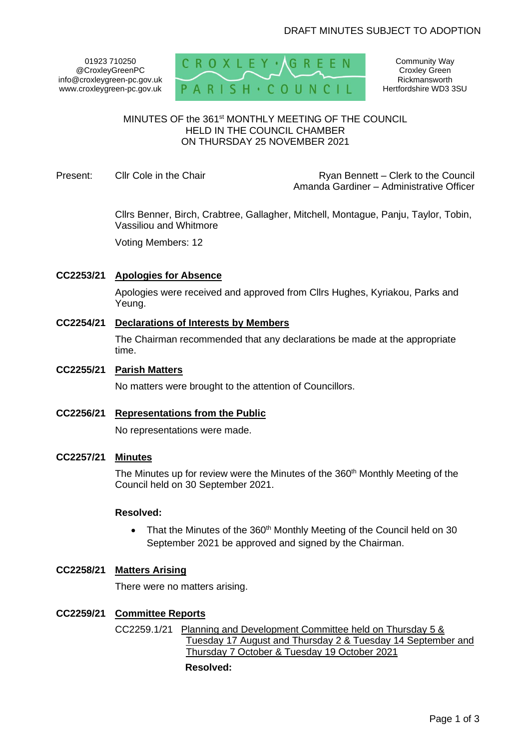DRAFT MINUTES SUBJECT TO ADOPTION

01923 710250
@CroxleyGreenPC
info@croxleygreen-pc.gov.uk
www.croxleygreen-pc.gov.uk

CROXLEY GREEN PARISH COUNCIL

Community Way
Croxley Green
Rickmansworth
Hertfordshire WD3 3SU

# MINUTES OF the 361st MONTHLY MEETING OF THE COUNCIL HELD IN THE COUNCIL CHAMBER ON THURSDAY 25 NOVEMBER 2021

Present: Cllr Cole in the Chair

Ryan Bennett – Clerk to the Council
Amanda Gardiner – Administrative Officer

Cllrs Benner, Birch, Crabtree, Gallagher, Mitchell, Montague, Panju, Taylor, Tobin, Vassiliou and Whitmore

Voting Members: 12

**CC2253/21 Apologies for Absence**

Apologies were received and approved from Cllrs Hughes, Kyriakou, Parks and Yeung.

**CC2254/21 Declarations of Interests by Members**

The Chairman recommended that any declarations be made at the appropriate time.

**CC2255/21 Parish Matters**

No matters were brought to the attention of Councillors.

**CC2256/21 Representations from the Public**

No representations were made.

**CC2257/21 Minutes**

The Minutes up for review were the Minutes of the 360th Monthly Meeting of the Council held on 30 September 2021.

**Resolved:**

- That the Minutes of the 360th Monthly Meeting of the Council held on 30 September 2021 be approved and signed by the Chairman.

**CC2258/21 Matters Arising**

There were no matters arising.

**CC2259/21 Committee Reports**

CC2259.1/21 Planning and Development Committee held on Thursday 5 & Tuesday 17 August and Thursday 2 & Tuesday 14 September and Thursday 7 October & Tuesday 19 October 2021

**Resolved:**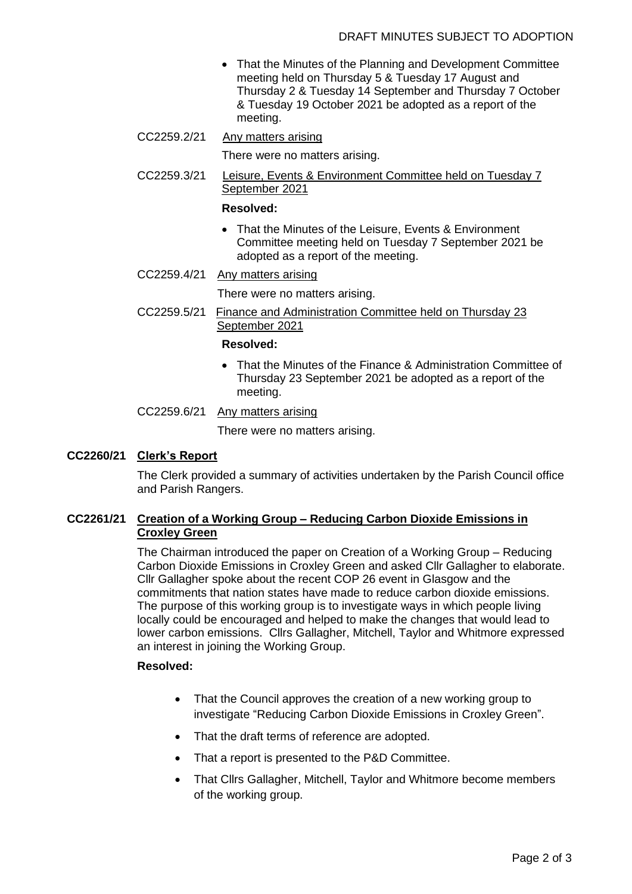- That the Minutes of the Planning and Development Committee meeting held on Thursday 5 & Tuesday 17 August and Thursday 2 & Tuesday 14 September and Thursday 7 October & Tuesday 19 October 2021 be adopted as a report of the meeting.

CC2259.2/21 Any matters arising

There were no matters arising.

CC2259.3/21 Leisure, Events & Environment Committee held on Tuesday 7 September 2021

**Resolved:**

- That the Minutes of the Leisure, Events & Environment Committee meeting held on Tuesday 7 September 2021 be adopted as a report of the meeting.

CC2259.4/21 Any matters arising

There were no matters arising.

CC2259.5/21 Finance and Administration Committee held on Thursday 23 September 2021

**Resolved:**

- That the Minutes of the Finance & Administration Committee of Thursday 23 September 2021 be adopted as a report of the meeting.

CC2259.6/21 Any matters arising

There were no matters arising.

**CC2260/21 Clerk's Report**

The Clerk provided a summary of activities undertaken by the Parish Council office and Parish Rangers.

**CC2261/21 Creation of a Working Group – Reducing Carbon Dioxide Emissions in Croxley Green**

The Chairman introduced the paper on Creation of a Working Group – Reducing Carbon Dioxide Emissions in Croxley Green and asked Cllr Gallagher to elaborate. Cllr Gallagher spoke about the recent COP 26 event in Glasgow and the commitments that nation states have made to reduce carbon dioxide emissions. The purpose of this working group is to investigate ways in which people living locally could be encouraged and helped to make the changes that would lead to lower carbon emissions. Cllrs Gallagher, Mitchell, Taylor and Whitmore expressed an interest in joining the Working Group.

**Resolved:**

- That the Council approves the creation of a new working group to investigate "Reducing Carbon Dioxide Emissions in Croxley Green".
- That the draft terms of reference are adopted.
- That a report is presented to the P&D Committee.
- That Cllrs Gallagher, Mitchell, Taylor and Whitmore become members of the working group.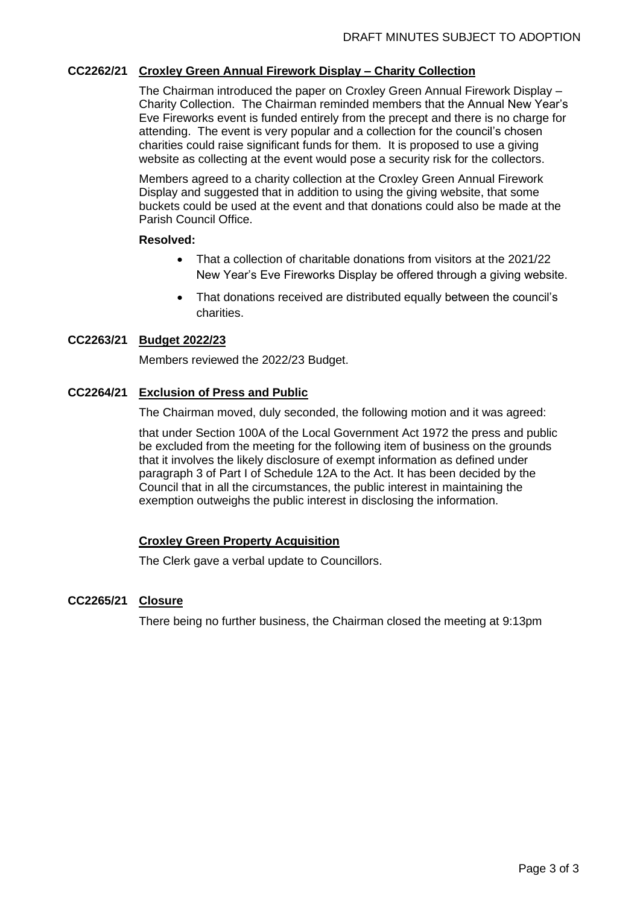DRAFT MINUTES SUBJECT TO ADOPTION

**CC2262/21 Croxley Green Annual Firework Display – Charity Collection**

The Chairman introduced the paper on Croxley Green Annual Firework Display – Charity Collection. The Chairman reminded members that the Annual New Year's Eve Fireworks event is funded entirely from the precept and there is no charge for attending. The event is very popular and a collection for the council's chosen charities could raise significant funds for them. It is proposed to use a giving website as collecting at the event would pose a security risk for the collectors.

Members agreed to a charity collection at the Croxley Green Annual Firework Display and suggested that in addition to using the giving website, that some buckets could be used at the event and that donations could also be made at the Parish Council Office.

**Resolved:**

- That a collection of charitable donations from visitors at the 2021/22 New Year's Eve Fireworks Display be offered through a giving website.
- That donations received are distributed equally between the council's charities.

**CC2263/21 Budget 2022/23**

Members reviewed the 2022/23 Budget.

**CC2264/21 Exclusion of Press and Public**

The Chairman moved, duly seconded, the following motion and it was agreed:

that under Section 100A of the Local Government Act 1972 the press and public be excluded from the meeting for the following item of business on the grounds that it involves the likely disclosure of exempt information as defined under paragraph 3 of Part I of Schedule 12A to the Act. It has been decided by the Council that in all the circumstances, the public interest in maintaining the exemption outweighs the public interest in disclosing the information.

**Croxley Green Property Acquisition**

The Clerk gave a verbal update to Councillors.

**CC2265/21 Closure**

There being no further business, the Chairman closed the meeting at 9:13pm